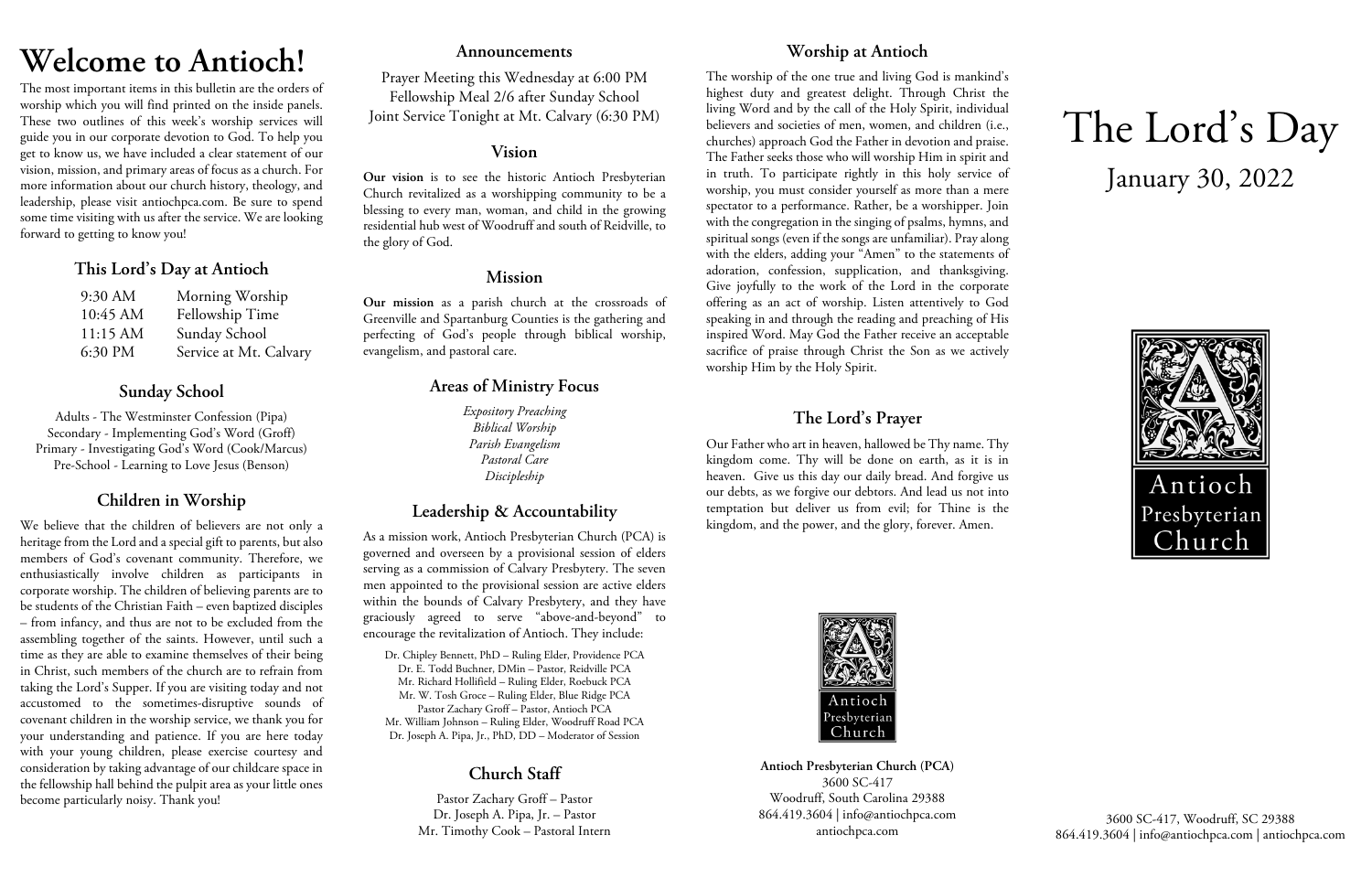# Welcome to Antioch!

The most important items in this bulletin are the orders of worship which you will find printed on the inside panels. These two outlines of this week's worship services will guide you in our corporate devotion to God. To help you get to know us, we have included a clear statement of our vision, mission, and primary areas of focus as a church. For more information about our church history, theology, and leadership, please visit antiochpca.com. Be sure to spend some time visiting with us after the service. We are looking forward to getting to know you!

## This Lord's Day at Antioch

| | |
|---|---|
| 9:30 AM | Morning Worship |
| 10:45 AM | Fellowship Time |
| 11:15 AM | Sunday School |
| 6:30 PM | Service at Mt. Calvary |

## Sunday School

Adults - The Westminster Confession (Pipa)
Secondary - Implementing God's Word (Groff)
Primary - Investigating God's Word (Cook/Marcus)
Pre-School - Learning to Love Jesus (Benson)

## Children in Worship

We believe that the children of believers are not only a heritage from the Lord and a special gift to parents, but also members of God's covenant community. Therefore, we enthusiastically involve children as participants in corporate worship. The children of believing parents are to be students of the Christian Faith – even baptized disciples – from infancy, and thus are not to be excluded from the assembling together of the saints. However, until such a time as they are able to examine themselves of their being in Christ, such members of the church are to refrain from taking the Lord's Supper. If you are visiting today and not accustomed to the sometimes-disruptive sounds of covenant children in the worship service, we thank you for your understanding and patience. If you are here today with your young children, please exercise courtesy and consideration by taking advantage of our childcare space in the fellowship hall behind the pulpit area as your little ones become particularly noisy. Thank you!

## Announcements

Prayer Meeting this Wednesday at 6:00 PM
Fellowship Meal 2/6 after Sunday School
Joint Service Tonight at Mt. Calvary (6:30 PM)

## Vision

**Our vision** is to see the historic Antioch Presbyterian Church revitalized as a worshipping community to be a blessing to every man, woman, and child in the growing residential hub west of Woodruff and south of Reidville, to the glory of God.

## Mission

**Our mission** as a parish church at the crossroads of Greenville and Spartanburg Counties is the gathering and perfecting of God's people through biblical worship, evangelism, and pastoral care.

## Areas of Ministry Focus

*Expository Preaching*
*Biblical Worship*
*Parish Evangelism*
*Pastoral Care*
*Discipleship*

## Leadership & Accountability

As a mission work, Antioch Presbyterian Church (PCA) is governed and overseen by a provisional session of elders serving as a commission of Calvary Presbytery. The seven men appointed to the provisional session are active elders within the bounds of Calvary Presbytery, and they have graciously agreed to serve "above-and-beyond" to encourage the revitalization of Antioch. They include:

Dr. Chipley Bennett, PhD – Ruling Elder, Providence PCA
Dr. E. Todd Buchner, DMin – Pastor, Reidville PCA
Mr. Richard Hollifield – Ruling Elder, Roebuck PCA
Mr. W. Tosh Groce – Ruling Elder, Blue Ridge PCA
Pastor Zachary Groff – Pastor, Antioch PCA
Mr. William Johnson – Ruling Elder, Woodruff Road PCA
Dr. Joseph A. Pipa, Jr., PhD, DD – Moderator of Session

## Church Staff

Pastor Zachary Groff – Pastor
Dr. Joseph A. Pipa, Jr. – Pastor
Mr. Timothy Cook – Pastoral Intern

## Worship at Antioch

The worship of the one true and living God is mankind's highest duty and greatest delight. Through Christ the living Word and by the call of the Holy Spirit, individual believers and societies of men, women, and children (i.e., churches) approach God the Father in devotion and praise. The Father seeks those who will worship Him in spirit and in truth. To participate rightly in this holy service of worship, you must consider yourself as more than a mere spectator to a performance. Rather, be a worshipper. Join with the congregation in the singing of psalms, hymns, and spiritual songs (even if the songs are unfamiliar). Pray along with the elders, adding your "Amen" to the statements of adoration, confession, supplication, and thanksgiving. Give joyfully to the work of the Lord in the corporate offering as an act of worship. Listen attentively to God speaking in and through the reading and preaching of His inspired Word. May God the Father receive an acceptable sacrifice of praise through Christ the Son as we actively worship Him by the Holy Spirit.

## The Lord's Prayer

Our Father who art in heaven, hallowed be Thy name. Thy kingdom come. Thy will be done on earth, as it is in heaven. Give us this day our daily bread. And forgive us our debts, as we forgive our debtors. And lead us not into temptation but deliver us from evil; for Thine is the kingdom, and the power, and the glory, forever. Amen.

Antioch Presbyterian Church

**Antioch Presbyterian Church (PCA)**
3600 SC-417
Woodruff, South Carolina 29388
864.419.3604 | info@antiochpca.com
antiochpca.com

# The Lord's Day

## January 30, 2022

Antioch Presbyterian Church

3600 SC-417, Woodruff, SC 29388
864.419.3604 | info@antiochpca.com | antiochpca.com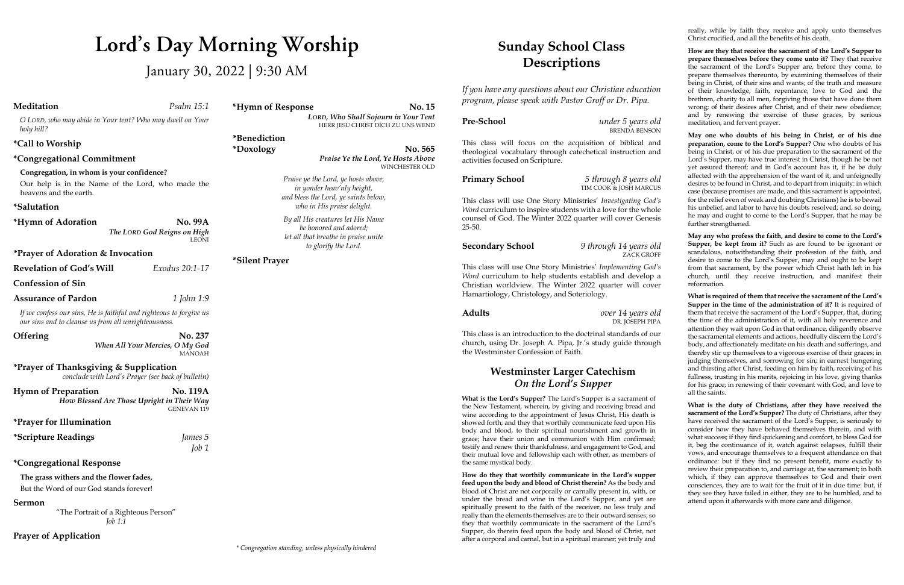# Lord's Day Morning Worship

January 30, 2022 | 9:30 AM

**Meditation** *Psalm 15:1*

*O LORD, who may abide in Your tent? Who may dwell on Your holy hill?*

**\*Call to Worship**

**\*Congregational Commitment**

**Congregation, in whom is your confidence?**

Our help is in the Name of the Lord, who made the heavens and the earth.

**\*Salutation**

**\*Hymn of Adoration** **No. 99A**
***The LORD God Reigns on High***
LEONI

**\*Prayer of Adoration & Invocation**

**Revelation of God's Will** *Exodus 20:1-17*

**Confession of Sin**

**Assurance of Pardon** *1 John 1:9*

*If we confess our sins, He is faithful and righteous to forgive us our sins and to cleanse us from all unrighteousness.*

**Offering** **No. 237**
***When All Your Mercies, O My God***
MANOAH

**\*Prayer of Thanksgiving & Supplication**
*conclude with Lord's Prayer (see back of bulletin)*

**Hymn of Preparation** **No. 119A**
***How Blessed Are Those Upright in Their Way***
GENEVAN 119

**\*Prayer for Illumination**

**\*Scripture Readings** *James 5*
*Job 1*

**\*Congregational Response**

**The grass withers and the flower fades,**

But the Word of our God stands forever!

**Sermon**

"The Portrait of a Righteous Person"
*Job 1:1*

**Prayer of Application**

**\*Hymn of Response** **No. 15**
***LORD, Who Shall Sojourn in Your Tent***
HERR JESU CHRIST DICH ZU UNS WEND

**\*Benediction**

**\*Doxology** **No. 565**
***Praise Ye the Lord, Ye Hosts Above***
WINCHESTER OLD

*Praise ye the Lord, ye hosts above,*
*in yonder heav'nly height,*
*and bless the Lord, ye saints below,*
*who in His praise delight.*

*By all His creatures let His Name*
*be honored and adored;*
*let all that breathe in praise unite*
*to glorify the Lord.*

**\*Silent Prayer**

*\* Congregation standing, unless physically hindered*

# Sunday School Class Descriptions

*If you have any questions about our Christian education program, please speak with Pastor Groff or Dr. Pipa.*

**Pre-School** *under 5 years old*
BRENDA BENSON

This class will focus on the acquisition of biblical and theological vocabulary through catechetical instruction and activities focused on Scripture.

**Primary School** *5 through 8 years old*
TIM COOK & JOSH MARCUS

This class will use One Story Ministries' *Investigating God's Word* curriculum to inspire students with a love for the whole counsel of God. The Winter 2022 quarter will cover Genesis 25-50.

**Secondary School** *9 through 14 years old*
ZACK GROFF

This class will use One Story Ministries' *Implementing God's Word* curriculum to help students establish and develop a Christian worldview. The Winter 2022 quarter will cover Hamartiology, Christology, and Soteriology.

**Adults** *over 14 years old*
DR. JOSEPH PIPA

This class is an introduction to the doctrinal standards of our church, using Dr. Joseph A. Pipa, Jr.'s study guide through the Westminster Confession of Faith.

## Westminster Larger Catechism
## *On the Lord's Supper*

**What is the Lord's Supper?** The Lord's Supper is a sacrament of the New Testament, wherein, by giving and receiving bread and wine according to the appointment of Jesus Christ, His death is showed forth; and they that worthily communicate feed upon His body and blood, to their spiritual nourishment and growth in grace; have their union and communion with Him confirmed; testify and renew their thankfulness, and engagement to God, and their mutual love and fellowship each with other, as members of the same mystical body.

**How do they that worthily communicate in the Lord's supper feed upon the body and blood of Christ therein?** As the body and blood of Christ are not corporally or carnally present in, with, or under the bread and wine in the Lord's Supper, and yet are spiritually present to the faith of the receiver, no less truly and really than the elements themselves are to their outward senses; so they that worthily communicate in the sacrament of the Lord's Supper, do therein feed upon the body and blood of Christ, not after a corporal and carnal, but in a spiritual manner; yet truly and really, while by faith they receive and apply unto themselves Christ crucified, and all the benefits of his death.

**How are they that receive the sacrament of the Lord's Supper to prepare themselves before they come unto it?** They that receive the sacrament of the Lord's Supper are, before they come, to prepare themselves thereunto, by examining themselves of their being in Christ, of their sins and wants; of the truth and measure of their knowledge, faith, repentance; love to God and the brethren, charity to all men, forgiving those that have done them wrong; of their desires after Christ, and of their new obedience; and by renewing the exercise of these graces, by serious meditation, and fervent prayer.

**May one who doubts of his being in Christ, or of his due preparation, come to the Lord's Supper?** One who doubts of his being in Christ, or of his due preparation to the sacrament of the Lord's Supper, may have true interest in Christ, though he be not yet assured thereof; and in God's account has it, if he be duly affected with the apprehension of the want of it, and unfeignedly desires to be found in Christ, and to depart from iniquity: in which case (because promises are made, and this sacrament is appointed, for the relief even of weak and doubting Christians) he is to bewail his unbelief, and labor to have his doubts resolved; and, so doing, he may and ought to come to the Lord's Supper, that he may be further strengthened.

**May any who profess the faith, and desire to come to the Lord's Supper, be kept from it?** Such as are found to be ignorant or scandalous, notwithstanding their profession of the faith, and desire to come to the Lord's Supper, may and ought to be kept from that sacrament, by the power which Christ hath left in his church, until they receive instruction, and manifest their reformation.

**What is required of them that receive the sacrament of the Lord's Supper in the time of the administration of it?** It is required of them that receive the sacrament of the Lord's Supper, that, during the time of the administration of it, with all holy reverence and attention they wait upon God in that ordinance, diligently observe the sacramental elements and actions, heedfully discern the Lord's body, and affectionately meditate on his death and sufferings, and thereby stir up themselves to a vigorous exercise of their graces; in judging themselves, and sorrowing for sin; in earnest hungering and thirsting after Christ, feeding on him by faith, receiving of his fullness, trusting in his merits, rejoicing in his love, giving thanks for his grace; in renewing of their covenant with God, and love to all the saints.

**What is the duty of Christians, after they have received the sacrament of the Lord's Supper?** The duty of Christians, after they have received the sacrament of the Lord's Supper, is seriously to consider how they have behaved themselves therein, and with what success; if they find quickening and comfort, to bless God for it, beg the continuance of it, watch against relapses, fulfill their vows, and encourage themselves to a frequent attendance on that ordinance: but if they find no present benefit, more exactly to review their preparation to, and carriage at, the sacrament; in both which, if they can approve themselves to God and their own consciences, they are to wait for the fruit of it in due time: but, if they see they have failed in either, they are to be humbled, and to attend upon it afterwards with more care and diligence.